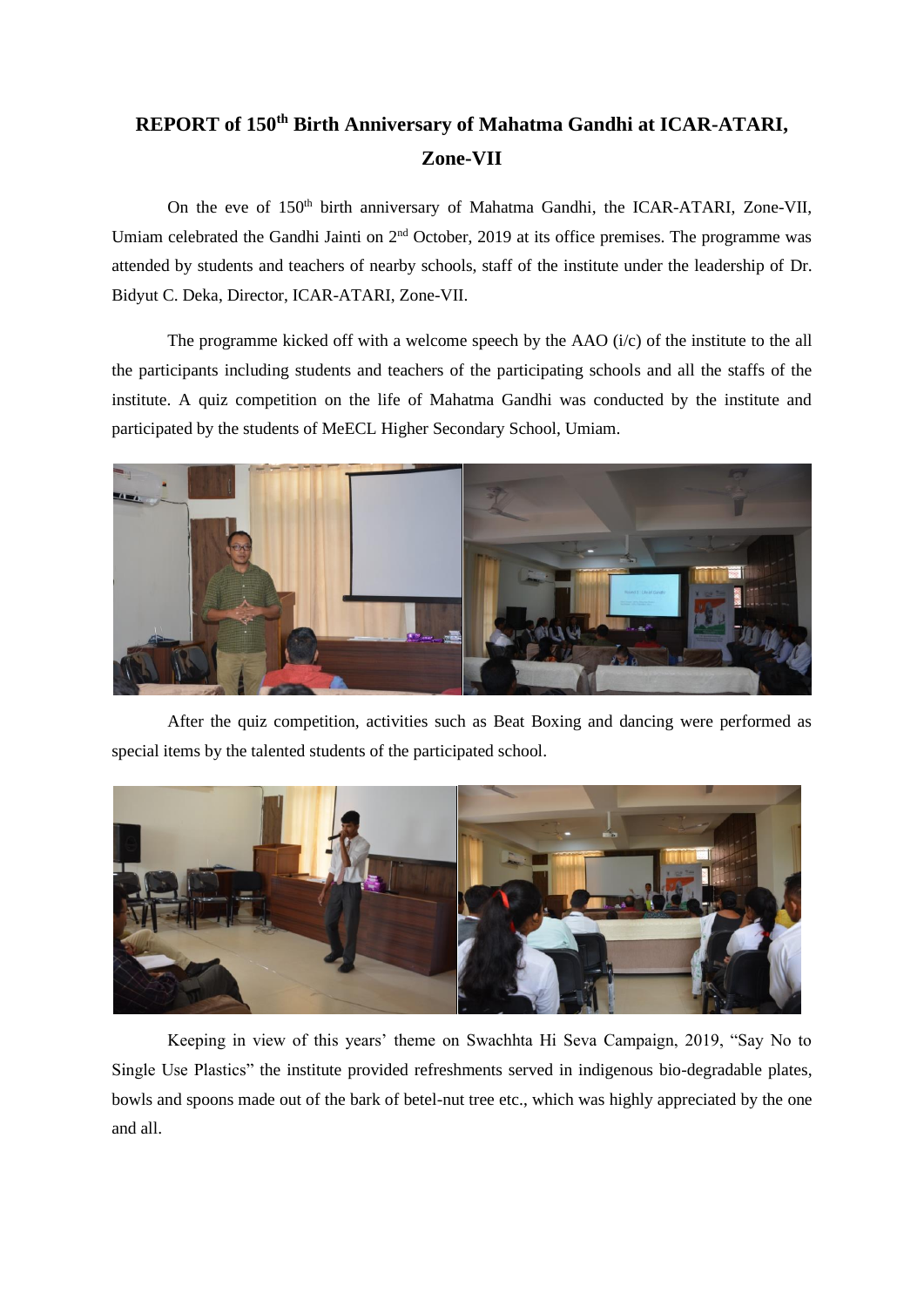# REPORT of 150th Birth Anniversary of Mahatma Gandhi at ICAR-ATARI, Zone-VII

On the eve of 150th birth anniversary of Mahatma Gandhi, the ICAR-ATARI, Zone-VII, Umiam celebrated the Gandhi Jainti on 2nd October, 2019 at its office premises. The programme was attended by students and teachers of nearby schools, staff of the institute under the leadership of Dr. Bidyut C. Deka, Director, ICAR-ATARI, Zone-VII.

The programme kicked off with a welcome speech by the AAO (i/c) of the institute to the all the participants including students and teachers of the participating schools and all the staffs of the institute. A quiz competition on the life of Mahatma Gandhi was conducted by the institute and participated by the students of MeECL Higher Secondary School, Umiam.

After the quiz competition, activities such as Beat Boxing and dancing were performed as special items by the talented students of the participated school.

Keeping in view of this years' theme on Swachhta Hi Seva Campaign, 2019, "Say No to Single Use Plastics" the institute provided refreshments served in indigenous bio-degradable plates, bowls and spoons made out of the bark of betel-nut tree etc., which was highly appreciated by the one and all.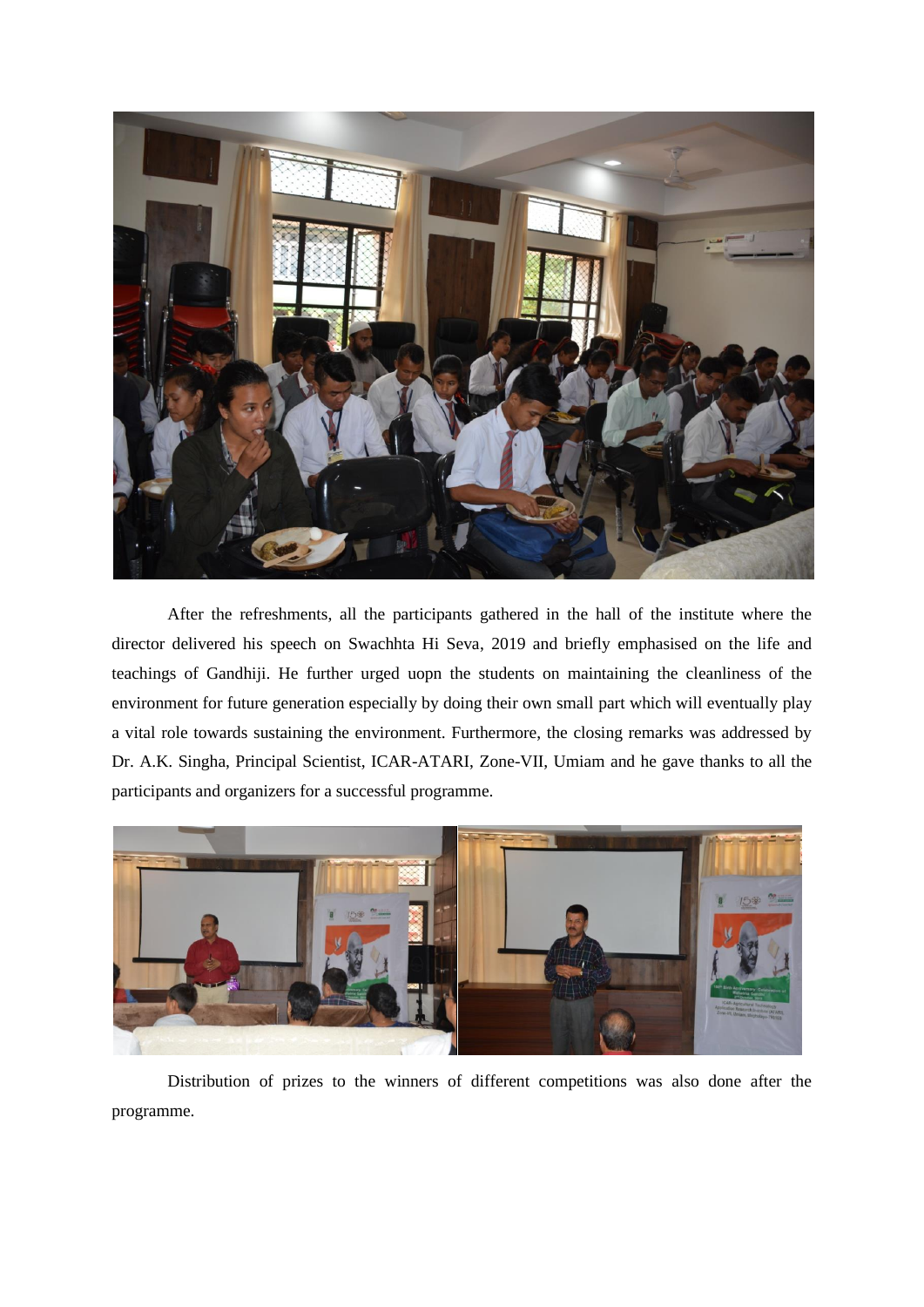After the refreshments, all the participants gathered in the hall of the institute where the director delivered his speech on Swachhta Hi Seva, 2019 and briefly emphasised on the life and teachings of Gandhiji. He further urged uopn the students on maintaining the cleanliness of the environment for future generation especially by doing their own small part which will eventually play a vital role towards sustaining the environment. Furthermore, the closing remarks was addressed by Dr. A.K. Singha, Principal Scientist, ICAR-ATARI, Zone-VII, Umiam and he gave thanks to all the participants and organizers for a successful programme.

Distribution of prizes to the winners of different competitions was also done after the programme.